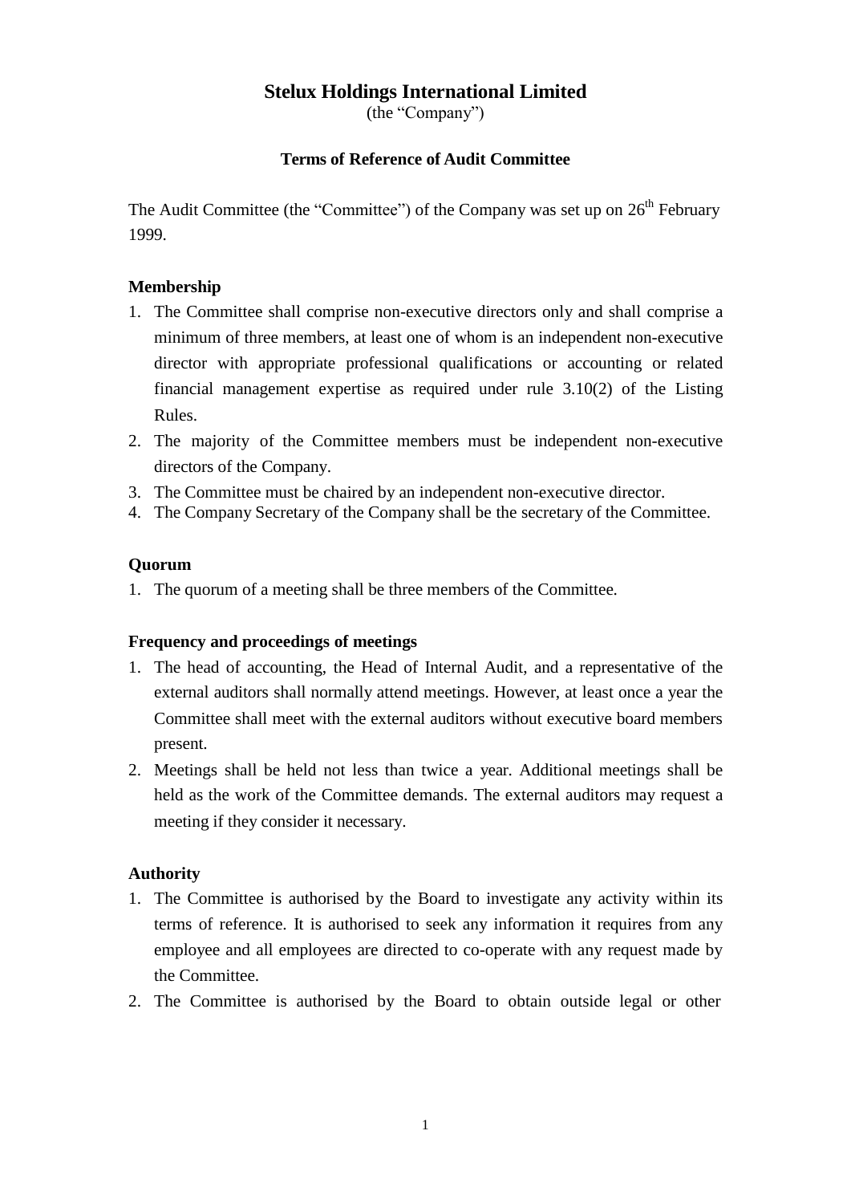# Stelux Holdings International Limited

(the "Company")

## Terms of Reference of Audit Committee

The Audit Committee (the "Committee") of the Company was set up on 26th February 1999.

### Membership

1. The Committee shall comprise non-executive directors only and shall comprise a minimum of three members, at least one of whom is an independent non-executive director with appropriate professional qualifications or accounting or related financial management expertise as required under rule 3.10(2) of the Listing Rules.
2. The majority of the Committee members must be independent non-executive directors of the Company.
3. The Committee must be chaired by an independent non-executive director.
4. The Company Secretary of the Company shall be the secretary of the Committee.

### Quorum

1. The quorum of a meeting shall be three members of the Committee.

### Frequency and proceedings of meetings

1. The head of accounting, the Head of Internal Audit, and a representative of the external auditors shall normally attend meetings. However, at least once a year the Committee shall meet with the external auditors without executive board members present.
2. Meetings shall be held not less than twice a year. Additional meetings shall be held as the work of the Committee demands. The external auditors may request a meeting if they consider it necessary.

### Authority

1. The Committee is authorised by the Board to investigate any activity within its terms of reference. It is authorised to seek any information it requires from any employee and all employees are directed to co-operate with any request made by the Committee.
2. The Committee is authorised by the Board to obtain outside legal or other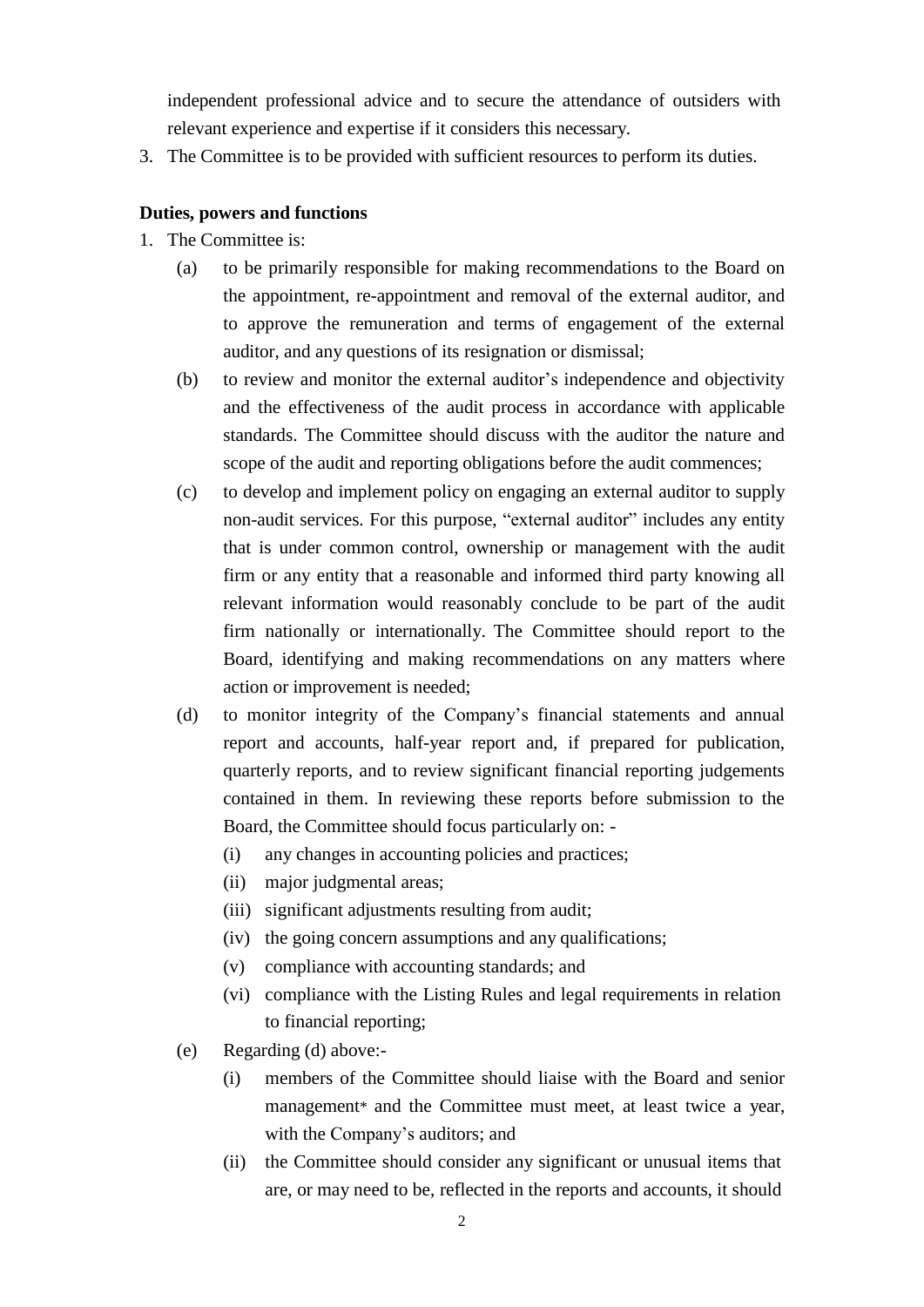independent professional advice and to secure the attendance of outsiders with relevant experience and expertise if it considers this necessary.

3. The Committee is to be provided with sufficient resources to perform its duties.

**Duties, powers and functions**

1. The Committee is:
   - (a) to be primarily responsible for making recommendations to the Board on the appointment, re-appointment and removal of the external auditor, and to approve the remuneration and terms of engagement of the external auditor, and any questions of its resignation or dismissal;
   - (b) to review and monitor the external auditor's independence and objectivity and the effectiveness of the audit process in accordance with applicable standards. The Committee should discuss with the auditor the nature and scope of the audit and reporting obligations before the audit commences;
   - (c) to develop and implement policy on engaging an external auditor to supply non-audit services. For this purpose, "external auditor" includes any entity that is under common control, ownership or management with the audit firm or any entity that a reasonable and informed third party knowing all relevant information would reasonably conclude to be part of the audit firm nationally or internationally. The Committee should report to the Board, identifying and making recommendations on any matters where action or improvement is needed;
   - (d) to monitor integrity of the Company's financial statements and annual report and accounts, half-year report and, if prepared for publication, quarterly reports, and to review significant financial reporting judgements contained in them. In reviewing these reports before submission to the Board, the Committee should focus particularly on: -
     - (i) any changes in accounting policies and practices;
     - (ii) major judgmental areas;
     - (iii) significant adjustments resulting from audit;
     - (iv) the going concern assumptions and any qualifications;
     - (v) compliance with accounting standards; and
     - (vi) compliance with the Listing Rules and legal requirements in relation to financial reporting;
   - (e) Regarding (d) above:-
     - (i) members of the Committee should liaise with the Board and senior management* and the Committee must meet, at least twice a year, with the Company's auditors; and
     - (ii) the Committee should consider any significant or unusual items that are, or may need to be, reflected in the reports and accounts, it should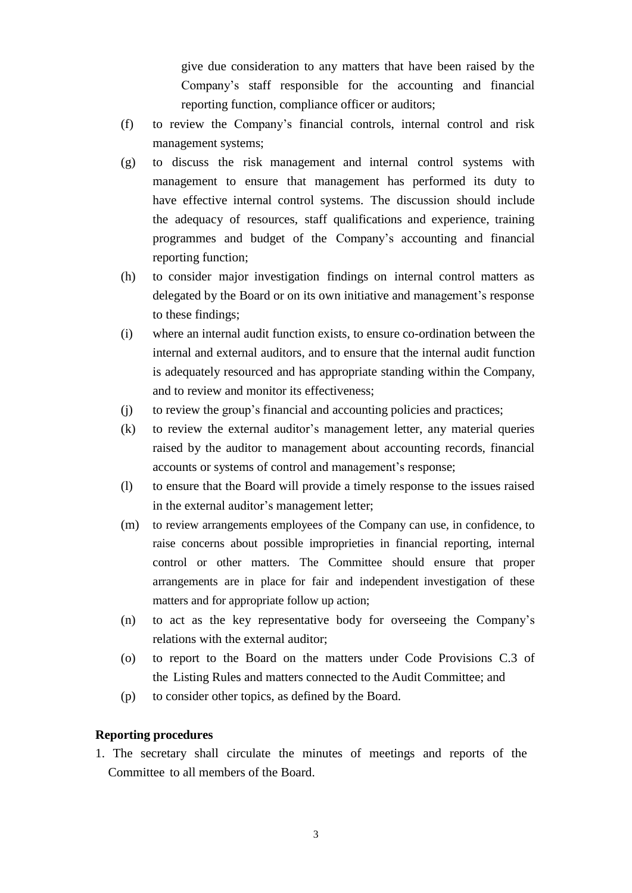give due consideration to any matters that have been raised by the Company's staff responsible for the accounting and financial reporting function, compliance officer or auditors;

(f) to review the Company's financial controls, internal control and risk management systems;

(g) to discuss the risk management and internal control systems with management to ensure that management has performed its duty to have effective internal control systems. The discussion should include the adequacy of resources, staff qualifications and experience, training programmes and budget of the Company's accounting and financial reporting function;

(h) to consider major investigation findings on internal control matters as delegated by the Board or on its own initiative and management's response to these findings;

(i) where an internal audit function exists, to ensure co-ordination between the internal and external auditors, and to ensure that the internal audit function is adequately resourced and has appropriate standing within the Company, and to review and monitor its effectiveness;

(j) to review the group's financial and accounting policies and practices;

(k) to review the external auditor's management letter, any material queries raised by the auditor to management about accounting records, financial accounts or systems of control and management's response;

(l) to ensure that the Board will provide a timely response to the issues raised in the external auditor's management letter;

(m) to review arrangements employees of the Company can use, in confidence, to raise concerns about possible improprieties in financial reporting, internal control or other matters. The Committee should ensure that proper arrangements are in place for fair and independent investigation of these matters and for appropriate follow up action;

(n) to act as the key representative body for overseeing the Company's relations with the external auditor;

(o) to report to the Board on the matters under Code Provisions C.3 of the Listing Rules and matters connected to the Audit Committee; and

(p) to consider other topics, as defined by the Board.

**Reporting procedures**

1. The secretary shall circulate the minutes of meetings and reports of the Committee to all members of the Board.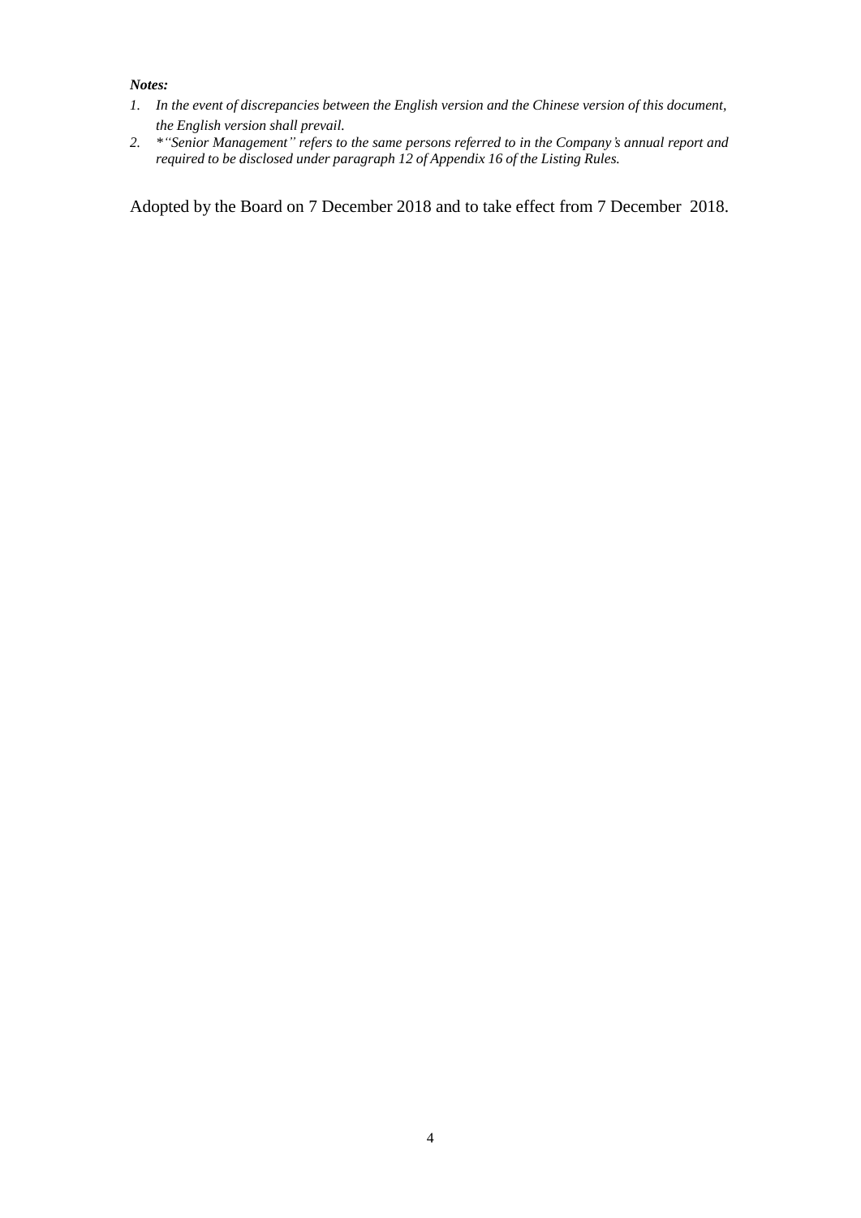***Notes:***

1. *In the event of discrepancies between the English version and the Chinese version of this document, the English version shall prevail.*
2. *\*"Senior Management" refers to the same persons referred to in the Company's annual report and required to be disclosed under paragraph 12 of Appendix 16 of the Listing Rules.*

Adopted by the Board on 7 December 2018 and to take effect from 7 December 2018.